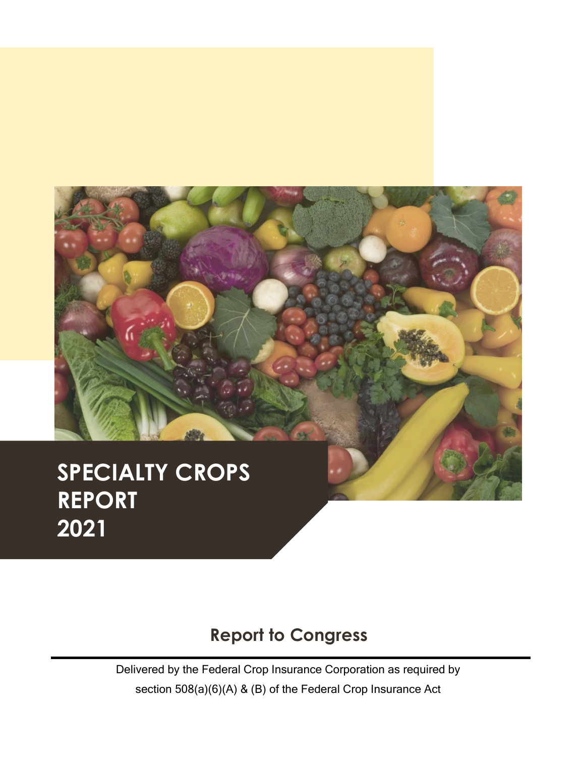# SPECIALTY CROPS REPORT 2021

## Report to Congress

Delivered by the Federal Crop Insurance Corporation as required by section 508(a)(6)(A) & (B) of the Federal Crop Insurance Act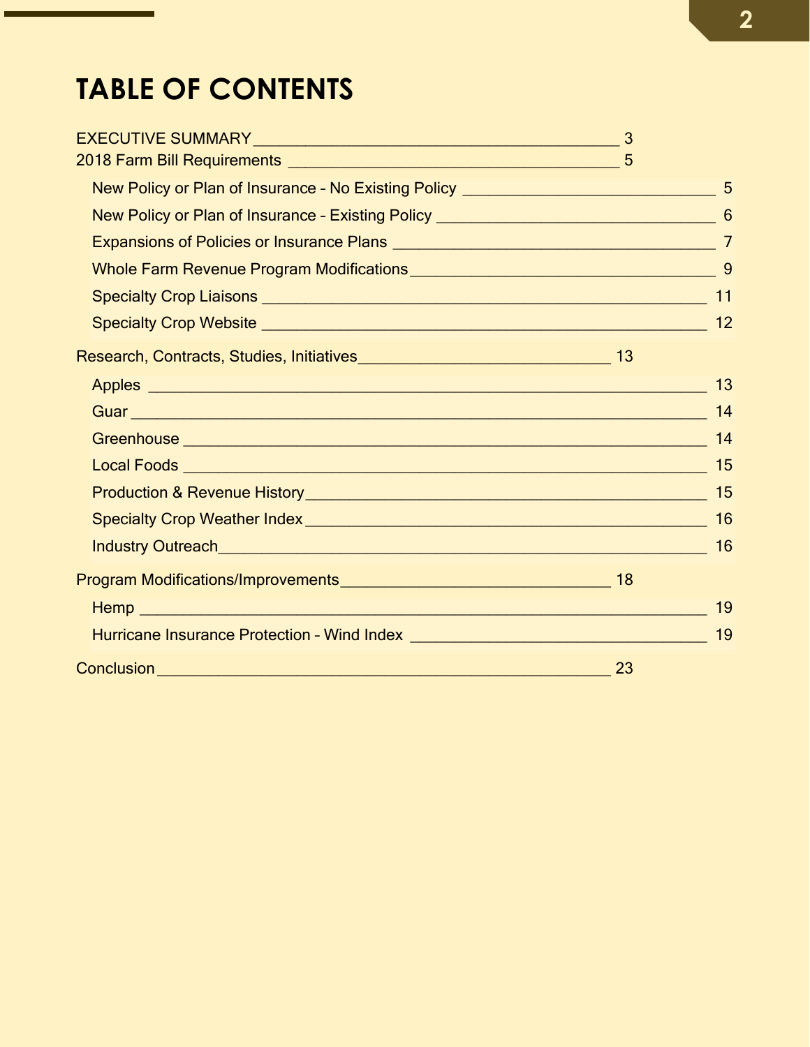# TABLE OF CONTENTS

- EXECUTIVE SUMMARY ____ 3
- 2018 Farm Bill Requirements ____ 5
  - New Policy or Plan of Insurance – No Existing Policy ____ 5
  - New Policy or Plan of Insurance – Existing Policy ____ 6
  - Expansions of Policies or Insurance Plans ____ 7
  - Whole Farm Revenue Program Modifications ____ 9
  - Specialty Crop Liaisons ____ 11
  - Specialty Crop Website ____ 12
- Research, Contracts, Studies, Initiatives ____ 13
  - Apples ____ 13
  - Guar ____ 14
  - Greenhouse ____ 14
  - Local Foods ____ 15
  - Production & Revenue History ____ 15
  - Specialty Crop Weather Index ____ 16
  - Industry Outreach ____ 16
- Program Modifications/Improvements ____ 18
  - Hemp ____ 19
  - Hurricane Insurance Protection – Wind Index ____ 19
- Conclusion ____ 23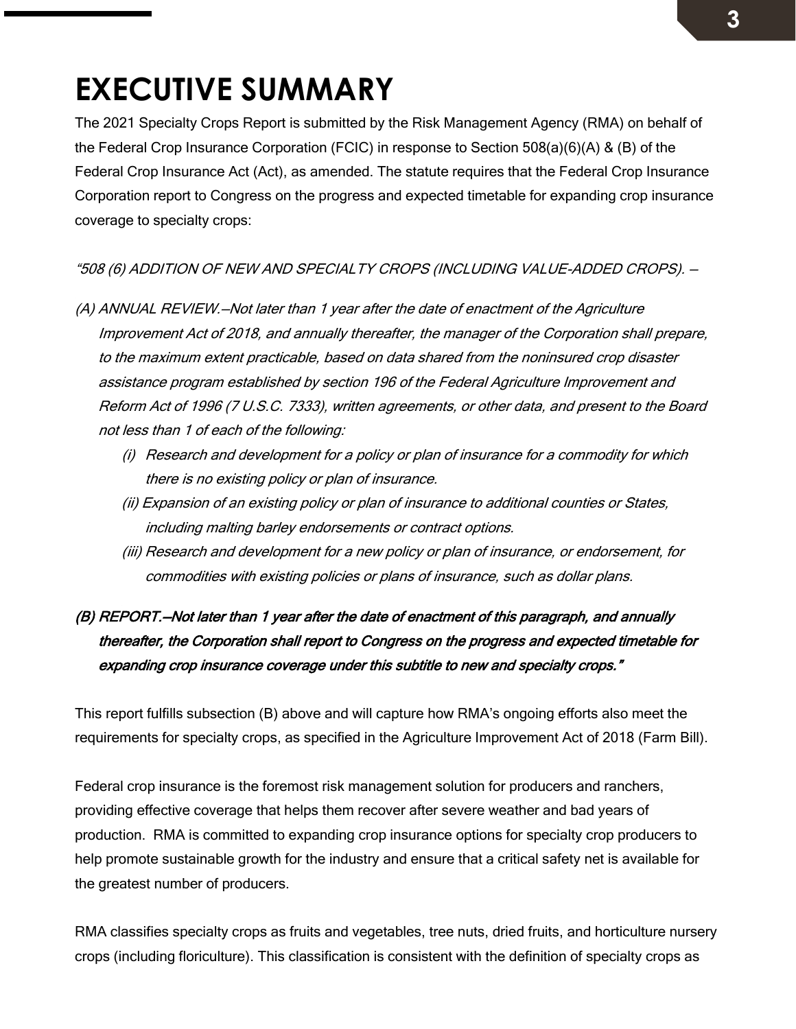# EXECUTIVE SUMMARY

The 2021 Specialty Crops Report is submitted by the Risk Management Agency (RMA) on behalf of the Federal Crop Insurance Corporation (FCIC) in response to Section 508(a)(6)(A) & (B) of the Federal Crop Insurance Act (Act), as amended. The statute requires that the Federal Crop Insurance Corporation report to Congress on the progress and expected timetable for expanding crop insurance coverage to specialty crops:

*"508 (6) ADDITION OF NEW AND SPECIALTY CROPS (INCLUDING VALUE-ADDED CROPS). —*

*(A) ANNUAL REVIEW.—Not later than 1 year after the date of enactment of the Agriculture Improvement Act of 2018, and annually thereafter, the manager of the Corporation shall prepare, to the maximum extent practicable, based on data shared from the noninsured crop disaster assistance program established by section 196 of the Federal Agriculture Improvement and Reform Act of 1996 (7 U.S.C. 7333), written agreements, or other data, and present to the Board not less than 1 of each of the following:*

*(i) Research and development for a policy or plan of insurance for a commodity for which there is no existing policy or plan of insurance.*

*(ii) Expansion of an existing policy or plan of insurance to additional counties or States, including malting barley endorsements or contract options.*

*(iii) Research and development for a new policy or plan of insurance, or endorsement, for commodities with existing policies or plans of insurance, such as dollar plans.*

***(B) REPORT.—Not later than 1 year after the date of enactment of this paragraph, and annually thereafter, the Corporation shall report to Congress on the progress and expected timetable for expanding crop insurance coverage under this subtitle to new and specialty crops."***

This report fulfills subsection (B) above and will capture how RMA's ongoing efforts also meet the requirements for specialty crops, as specified in the Agriculture Improvement Act of 2018 (Farm Bill).

Federal crop insurance is the foremost risk management solution for producers and ranchers, providing effective coverage that helps them recover after severe weather and bad years of production. RMA is committed to expanding crop insurance options for specialty crop producers to help promote sustainable growth for the industry and ensure that a critical safety net is available for the greatest number of producers.

RMA classifies specialty crops as fruits and vegetables, tree nuts, dried fruits, and horticulture nursery crops (including floriculture). This classification is consistent with the definition of specialty crops as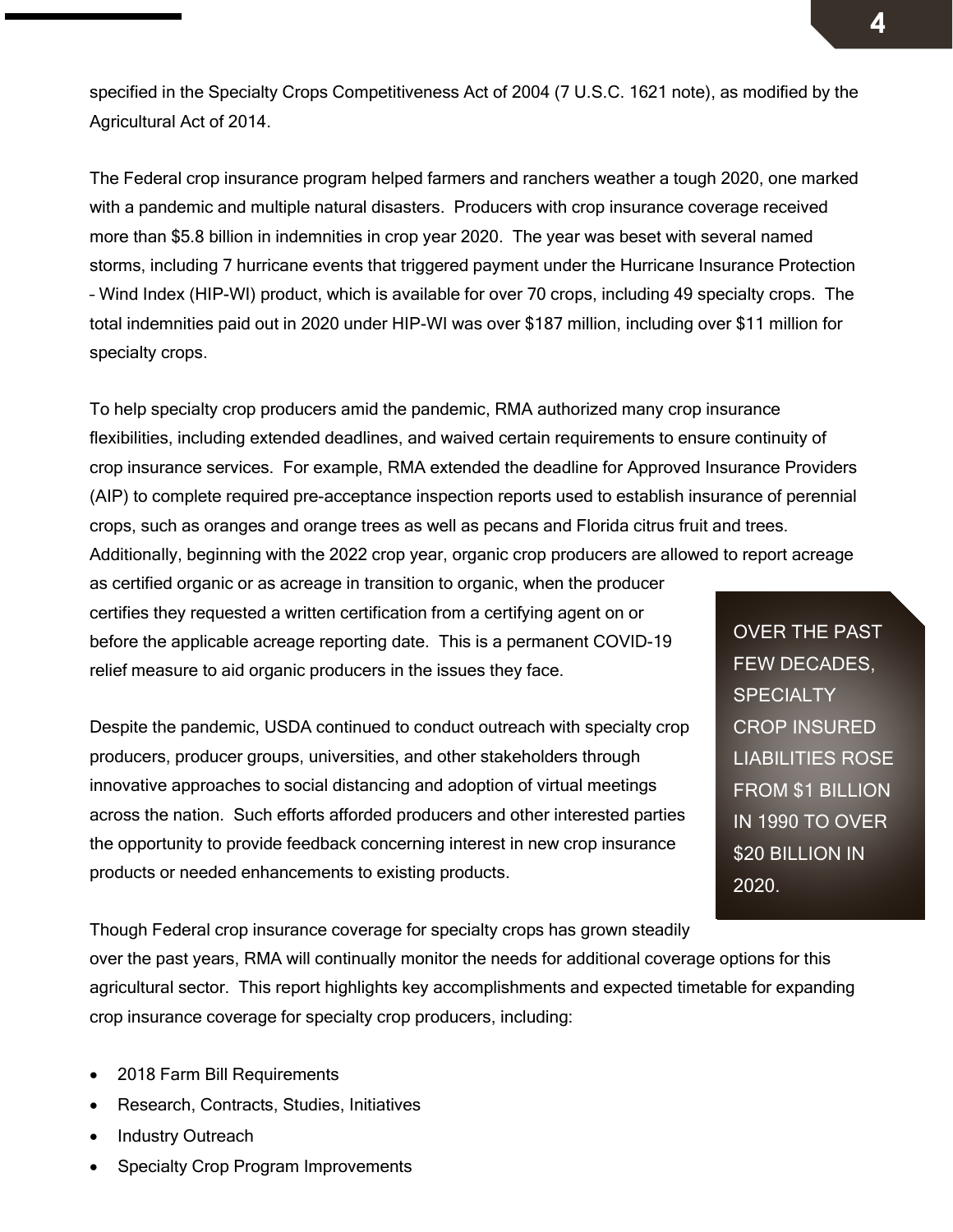specified in the Specialty Crops Competitiveness Act of 2004 (7 U.S.C. 1621 note), as modified by the Agricultural Act of 2014.

The Federal crop insurance program helped farmers and ranchers weather a tough 2020, one marked with a pandemic and multiple natural disasters. Producers with crop insurance coverage received more than $5.8 billion in indemnities in crop year 2020. The year was beset with several named storms, including 7 hurricane events that triggered payment under the Hurricane Insurance Protection – Wind Index (HIP-WI) product, which is available for over 70 crops, including 49 specialty crops. The total indemnities paid out in 2020 under HIP-WI was over $187 million, including over $11 million for specialty crops.

To help specialty crop producers amid the pandemic, RMA authorized many crop insurance flexibilities, including extended deadlines, and waived certain requirements to ensure continuity of crop insurance services. For example, RMA extended the deadline for Approved Insurance Providers (AIP) to complete required pre-acceptance inspection reports used to establish insurance of perennial crops, such as oranges and orange trees as well as pecans and Florida citrus fruit and trees. Additionally, beginning with the 2022 crop year, organic crop producers are allowed to report acreage as certified organic or as acreage in transition to organic, when the producer certifies they requested a written certification from a certifying agent on or before the applicable acreage reporting date. This is a permanent COVID-19 relief measure to aid organic producers in the issues they face.

Despite the pandemic, USDA continued to conduct outreach with specialty crop producers, producer groups, universities, and other stakeholders through innovative approaches to social distancing and adoption of virtual meetings across the nation. Such efforts afforded producers and other interested parties the opportunity to provide feedback concerning interest in new crop insurance products or needed enhancements to existing products.

> OVER THE PAST FEW DECADES, SPECIALTY CROP INSURED LIABILITIES ROSE FROM $1 BILLION IN 1990 TO OVER $20 BILLION IN 2020.

Though Federal crop insurance coverage for specialty crops has grown steadily over the past years, RMA will continually monitor the needs for additional coverage options for this agricultural sector. This report highlights key accomplishments and expected timetable for expanding crop insurance coverage for specialty crop producers, including:

- 2018 Farm Bill Requirements
- Research, Contracts, Studies, Initiatives
- Industry Outreach
- Specialty Crop Program Improvements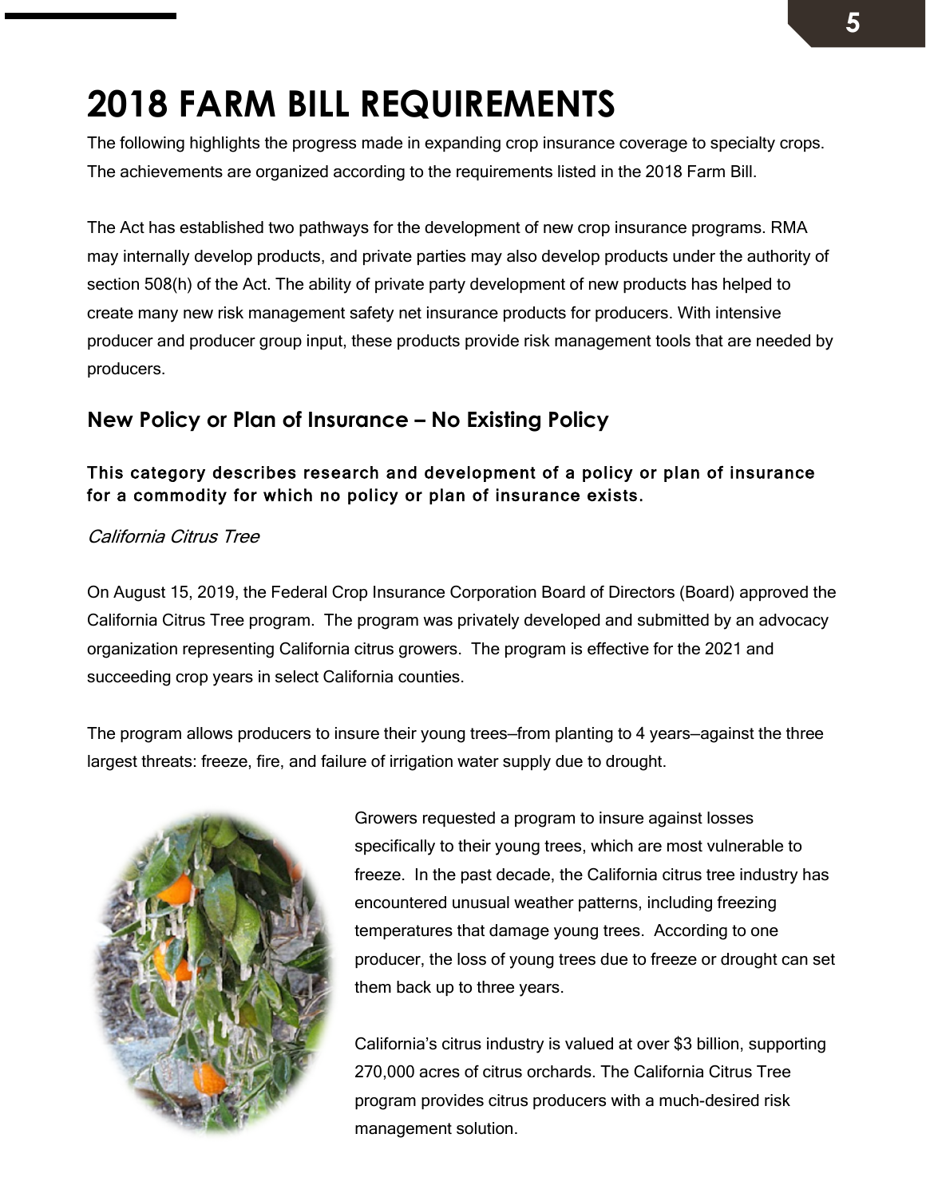# 2018 FARM BILL REQUIREMENTS

The following highlights the progress made in expanding crop insurance coverage to specialty crops. The achievements are organized according to the requirements listed in the 2018 Farm Bill.

The Act has established two pathways for the development of new crop insurance programs. RMA may internally develop products, and private parties may also develop products under the authority of section 508(h) of the Act. The ability of private party development of new products has helped to create many new risk management safety net insurance products for producers. With intensive producer and producer group input, these products provide risk management tools that are needed by producers.

## New Policy or Plan of Insurance – No Existing Policy

**This category describes research and development of a policy or plan of insurance for a commodity for which no policy or plan of insurance exists.**

*California Citrus Tree*

On August 15, 2019, the Federal Crop Insurance Corporation Board of Directors (Board) approved the California Citrus Tree program. The program was privately developed and submitted by an advocacy organization representing California citrus growers. The program is effective for the 2021 and succeeding crop years in select California counties.

The program allows producers to insure their young trees—from planting to 4 years—against the three largest threats: freeze, fire, and failure of irrigation water supply due to drought.

Growers requested a program to insure against losses specifically to their young trees, which are most vulnerable to freeze. In the past decade, the California citrus tree industry has encountered unusual weather patterns, including freezing temperatures that damage young trees. According to one producer, the loss of young trees due to freeze or drought can set them back up to three years.

California's citrus industry is valued at over $3 billion, supporting 270,000 acres of citrus orchards. The California Citrus Tree program provides citrus producers with a much-desired risk management solution.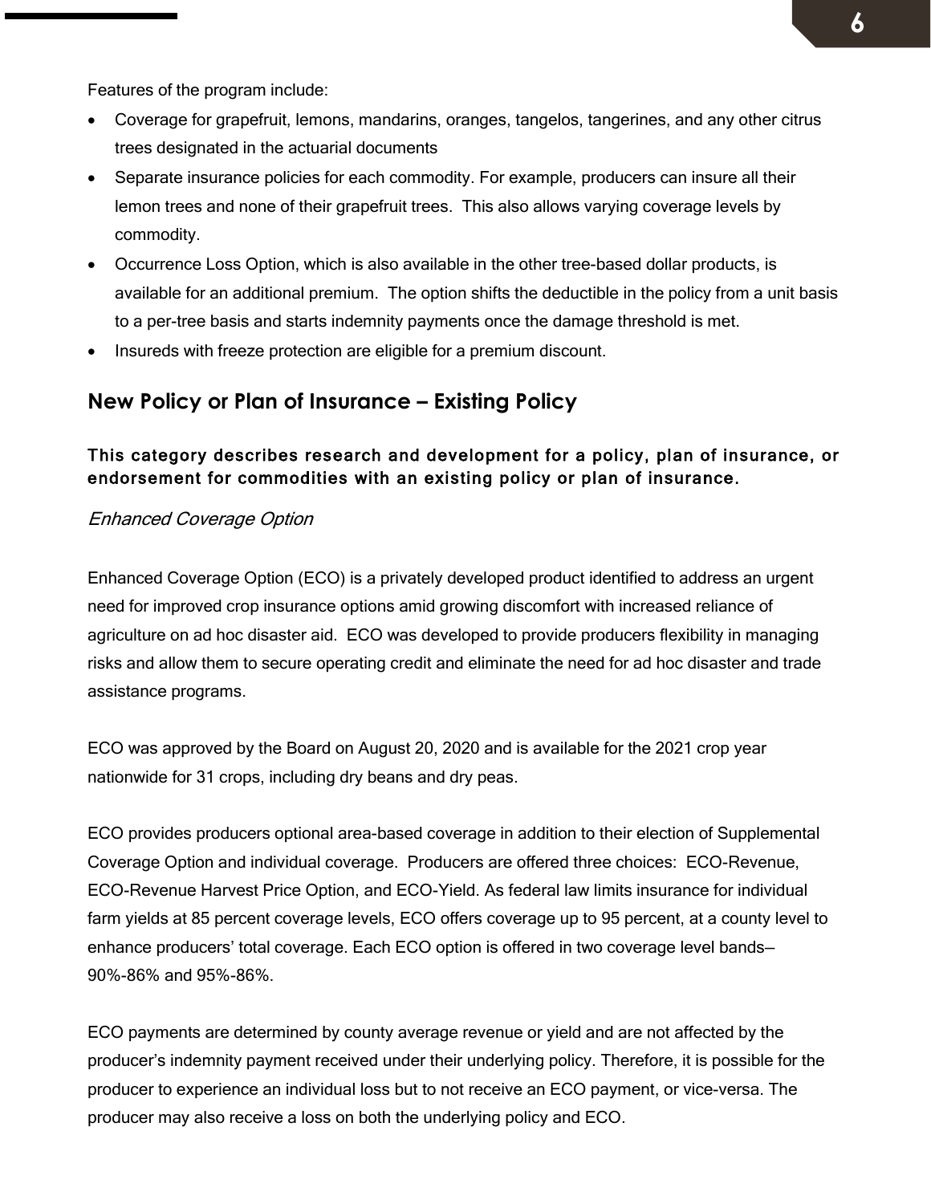Features of the program include:

- Coverage for grapefruit, lemons, mandarins, oranges, tangelos, tangerines, and any other citrus trees designated in the actuarial documents
- Separate insurance policies for each commodity. For example, producers can insure all their lemon trees and none of their grapefruit trees. This also allows varying coverage levels by commodity.
- Occurrence Loss Option, which is also available in the other tree-based dollar products, is available for an additional premium. The option shifts the deductible in the policy from a unit basis to a per-tree basis and starts indemnity payments once the damage threshold is met.
- Insureds with freeze protection are eligible for a premium discount.

## New Policy or Plan of Insurance – Existing Policy

**This category describes research and development for a policy, plan of insurance, or endorsement for commodities with an existing policy or plan of insurance.**

### *Enhanced Coverage Option*

Enhanced Coverage Option (ECO) is a privately developed product identified to address an urgent need for improved crop insurance options amid growing discomfort with increased reliance of agriculture on ad hoc disaster aid. ECO was developed to provide producers flexibility in managing risks and allow them to secure operating credit and eliminate the need for ad hoc disaster and trade assistance programs.

ECO was approved by the Board on August 20, 2020 and is available for the 2021 crop year nationwide for 31 crops, including dry beans and dry peas.

ECO provides producers optional area-based coverage in addition to their election of Supplemental Coverage Option and individual coverage. Producers are offered three choices: ECO-Revenue, ECO-Revenue Harvest Price Option, and ECO-Yield. As federal law limits insurance for individual farm yields at 85 percent coverage levels, ECO offers coverage up to 95 percent, at a county level to enhance producers' total coverage. Each ECO option is offered in two coverage level bands–90%-86% and 95%-86%.

ECO payments are determined by county average revenue or yield and are not affected by the producer's indemnity payment received under their underlying policy. Therefore, it is possible for the producer to experience an individual loss but to not receive an ECO payment, or vice-versa. The producer may also receive a loss on both the underlying policy and ECO.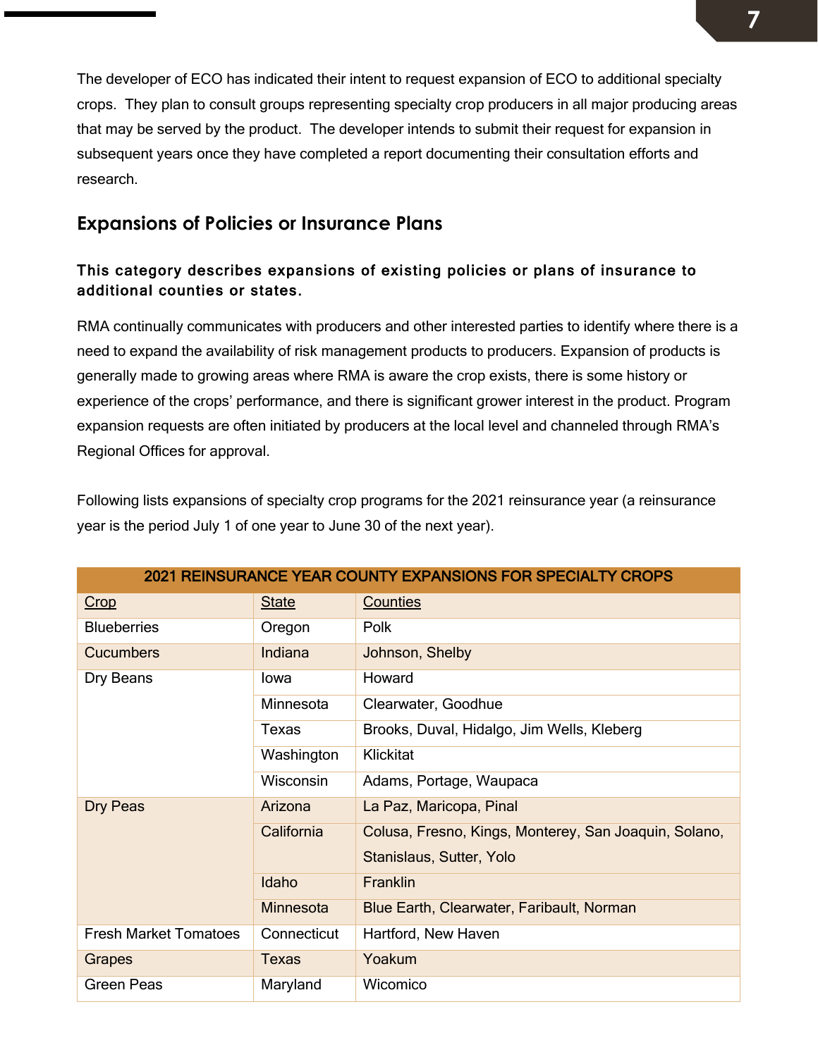The developer of ECO has indicated their intent to request expansion of ECO to additional specialty crops. They plan to consult groups representing specialty crop producers in all major producing areas that may be served by the product. The developer intends to submit their request for expansion in subsequent years once they have completed a report documenting their consultation efforts and research.

## Expansions of Policies or Insurance Plans

**This category describes expansions of existing policies or plans of insurance to additional counties or states.**

RMA continually communicates with producers and other interested parties to identify where there is a need to expand the availability of risk management products to producers. Expansion of products is generally made to growing areas where RMA is aware the crop exists, there is some history or experience of the crops' performance, and there is significant grower interest in the product. Program expansion requests are often initiated by producers at the local level and channeled through RMA's Regional Offices for approval.

Following lists expansions of specialty crop programs for the 2021 reinsurance year (a reinsurance year is the period July 1 of one year to June 30 of the next year).

| 2021 REINSURANCE YEAR COUNTY EXPANSIONS FOR SPECIALTY CROPS | | |
|---|---|---|
| Crop | State | Counties |
| Blueberries | Oregon | Polk |
| Cucumbers | Indiana | Johnson, Shelby |
| Dry Beans | Iowa | Howard |
| | Minnesota | Clearwater, Goodhue |
| | Texas | Brooks, Duval, Hidalgo, Jim Wells, Kleberg |
| | Washington | Klickitat |
| | Wisconsin | Adams, Portage, Waupaca |
| Dry Peas | Arizona | La Paz, Maricopa, Pinal |
| | California | Colusa, Fresno, Kings, Monterey, San Joaquin, Solano, Stanislaus, Sutter, Yolo |
| | Idaho | Franklin |
| | Minnesota | Blue Earth, Clearwater, Faribault, Norman |
| Fresh Market Tomatoes | Connecticut | Hartford, New Haven |
| Grapes | Texas | Yoakum |
| Green Peas | Maryland | Wicomico |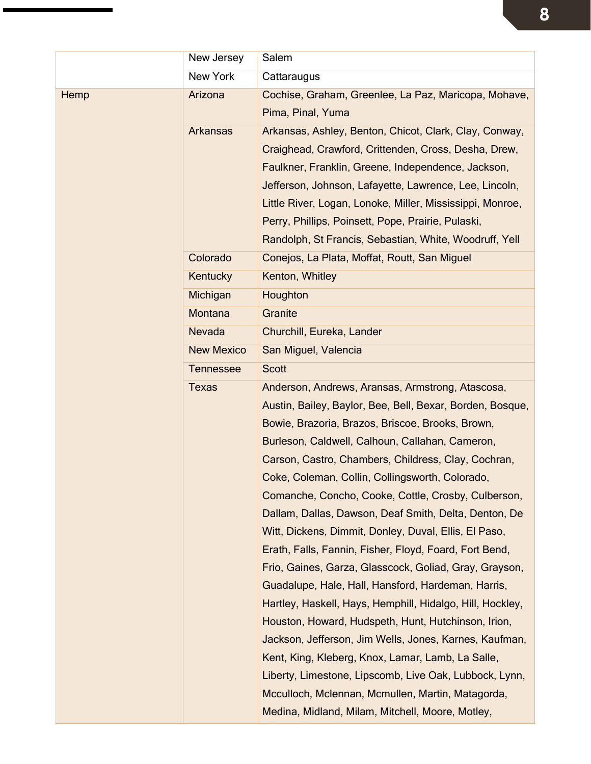| | | |
|---|---|---|
| | New Jersey | Salem |
| | New York | Cattaraugus |
| Hemp | Arizona | Cochise, Graham, Greenlee, La Paz, Maricopa, Mohave, Pima, Pinal, Yuma |
| | Arkansas | Arkansas, Ashley, Benton, Chicot, Clark, Clay, Conway, Craighead, Crawford, Crittenden, Cross, Desha, Drew, Faulkner, Franklin, Greene, Independence, Jackson, Jefferson, Johnson, Lafayette, Lawrence, Lee, Lincoln, Little River, Logan, Lonoke, Miller, Mississippi, Monroe, Perry, Phillips, Poinsett, Pope, Prairie, Pulaski, Randolph, St Francis, Sebastian, White, Woodruff, Yell |
| | Colorado | Conejos, La Plata, Moffat, Routt, San Miguel |
| | Kentucky | Kenton, Whitley |
| | Michigan | Houghton |
| | Montana | Granite |
| | Nevada | Churchill, Eureka, Lander |
| | New Mexico | San Miguel, Valencia |
| | Tennessee | Scott |
| | Texas | Anderson, Andrews, Aransas, Armstrong, Atascosa, Austin, Bailey, Baylor, Bee, Bell, Bexar, Borden, Bosque, Bowie, Brazoria, Brazos, Briscoe, Brooks, Brown, Burleson, Caldwell, Calhoun, Callahan, Cameron, Carson, Castro, Chambers, Childress, Clay, Cochran, Coke, Coleman, Collin, Collingsworth, Colorado, Comanche, Concho, Cooke, Cottle, Crosby, Culberson, Dallam, Dallas, Dawson, Deaf Smith, Delta, Denton, De Witt, Dickens, Dimmit, Donley, Duval, Ellis, El Paso, Erath, Falls, Fannin, Fisher, Floyd, Foard, Fort Bend, Frio, Gaines, Garza, Glasscock, Goliad, Gray, Grayson, Guadalupe, Hale, Hall, Hansford, Hardeman, Harris, Hartley, Haskell, Hays, Hemphill, Hidalgo, Hill, Hockley, Houston, Howard, Hudspeth, Hunt, Hutchinson, Irion, Jackson, Jefferson, Jim Wells, Jones, Karnes, Kaufman, Kent, King, Kleberg, Knox, Lamar, Lamb, La Salle, Liberty, Limestone, Lipscomb, Live Oak, Lubbock, Lynn, Mcculloch, Mclennan, Mcmullen, Martin, Matagorda, Medina, Midland, Milam, Mitchell, Moore, Motley, |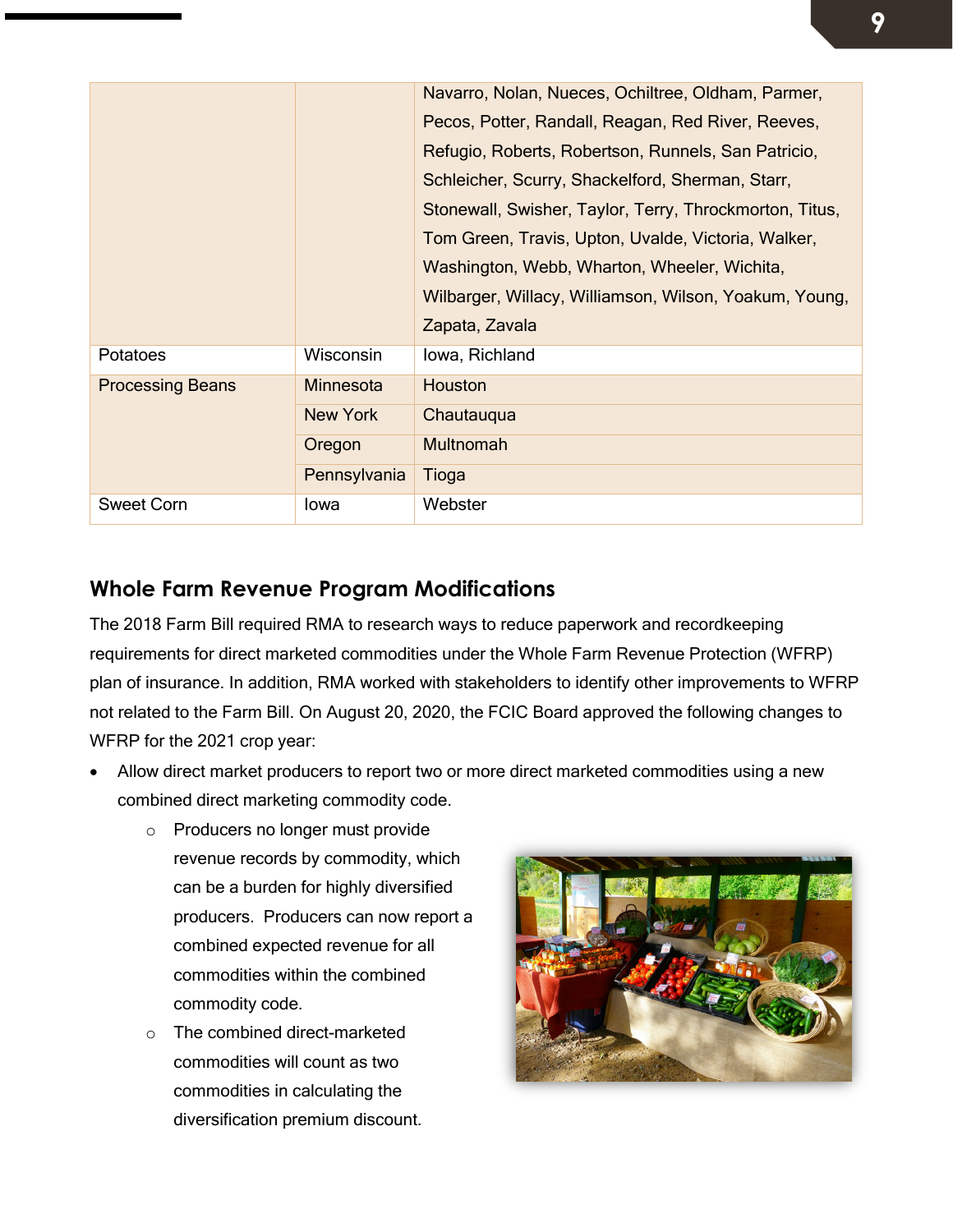| | | Navarro, Nolan, Nueces, Ochiltree, Oldham, Parmer, Pecos, Potter, Randall, Reagan, Red River, Reeves, Refugio, Roberts, Robertson, Runnels, San Patricio, Schleicher, Scurry, Shackelford, Sherman, Starr, Stonewall, Swisher, Taylor, Terry, Throckmorton, Titus, Tom Green, Travis, Upton, Uvalde, Victoria, Walker, Washington, Webb, Wharton, Wheeler, Wichita, Wilbarger, Willacy, Williamson, Wilson, Yoakum, Young, Zapata, Zavala |
|---|---|---|
| Potatoes | Wisconsin | Iowa, Richland |
| Processing Beans | Minnesota | Houston |
| | New York | Chautauqua |
| | Oregon | Multnomah |
| | Pennsylvania | Tioga |
| Sweet Corn | Iowa | Webster |

## Whole Farm Revenue Program Modifications

The 2018 Farm Bill required RMA to research ways to reduce paperwork and recordkeeping requirements for direct marketed commodities under the Whole Farm Revenue Protection (WFRP) plan of insurance. In addition, RMA worked with stakeholders to identify other improvements to WFRP not related to the Farm Bill. On August 20, 2020, the FCIC Board approved the following changes to WFRP for the 2021 crop year:

- Allow direct market producers to report two or more direct marketed commodities using a new combined direct marketing commodity code.
  - Producers no longer must provide revenue records by commodity, which can be a burden for highly diversified producers. Producers can now report a combined expected revenue for all commodities within the combined commodity code.
  - The combined direct-marketed commodities will count as two commodities in calculating the diversification premium discount.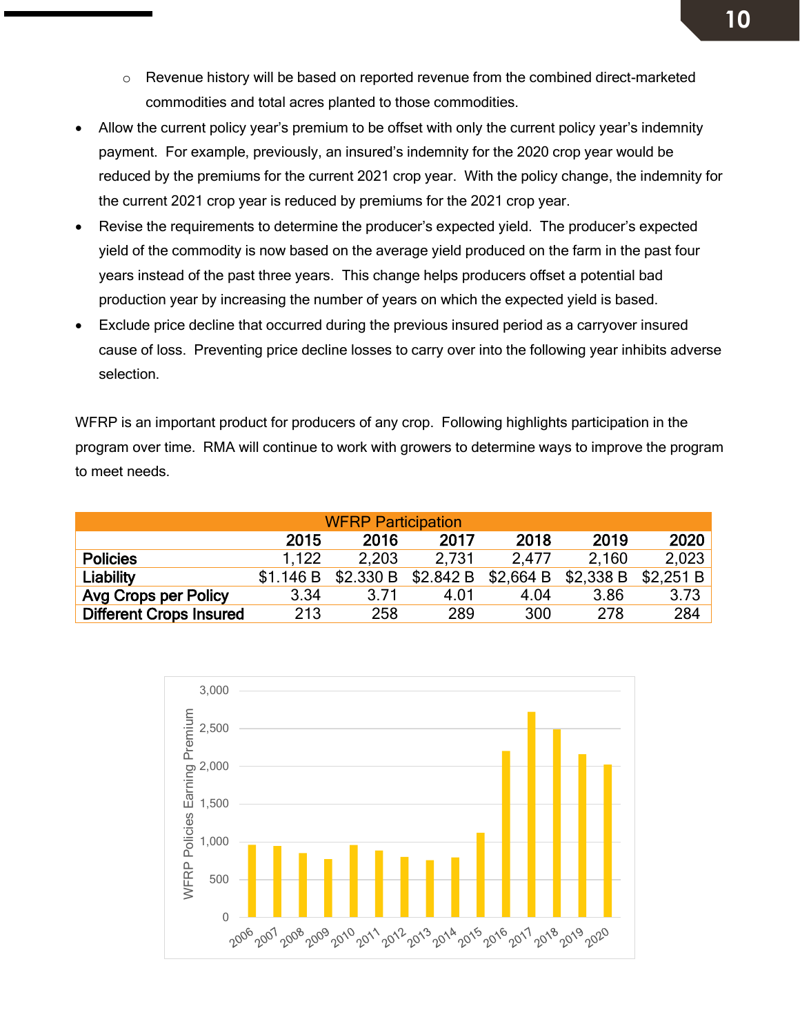- Revenue history will be based on reported revenue from the combined direct-marketed commodities and total acres planted to those commodities.

- Allow the current policy year's premium to be offset with only the current policy year's indemnity payment. For example, previously, an insured's indemnity for the 2020 crop year would be reduced by the premiums for the current 2021 crop year. With the policy change, the indemnity for the current 2021 crop year is reduced by premiums for the 2021 crop year.
- Revise the requirements to determine the producer's expected yield. The producer's expected yield of the commodity is now based on the average yield produced on the farm in the past four years instead of the past three years. This change helps producers offset a potential bad production year by increasing the number of years on which the expected yield is based.
- Exclude price decline that occurred during the previous insured period as a carryover insured cause of loss. Preventing price decline losses to carry over into the following year inhibits adverse selection.

WFRP is an important product for producers of any crop. Following highlights participation in the program over time. RMA will continue to work with growers to determine ways to improve the program to meet needs.

| WFRP Participation | | | | | | |
|---|---|---|---|---|---|---|
| | 2015 | 2016 | 2017 | 2018 | 2019 | 2020 |
| Policies | 1,122 | 2,203 | 2,731 | 2,477 | 2,160 | 2,023 |
| Liability | $1.146 B | $2.330 B | $2.842 B | $2,664 B | $2,338 B | $2,251 B |
| Avg Crops per Policy | 3.34 | 3.71 | 4.01 | 4.04 | 3.86 | 3.73 |
| Different Crops Insured | 213 | 258 | 289 | 300 | 278 | 284 |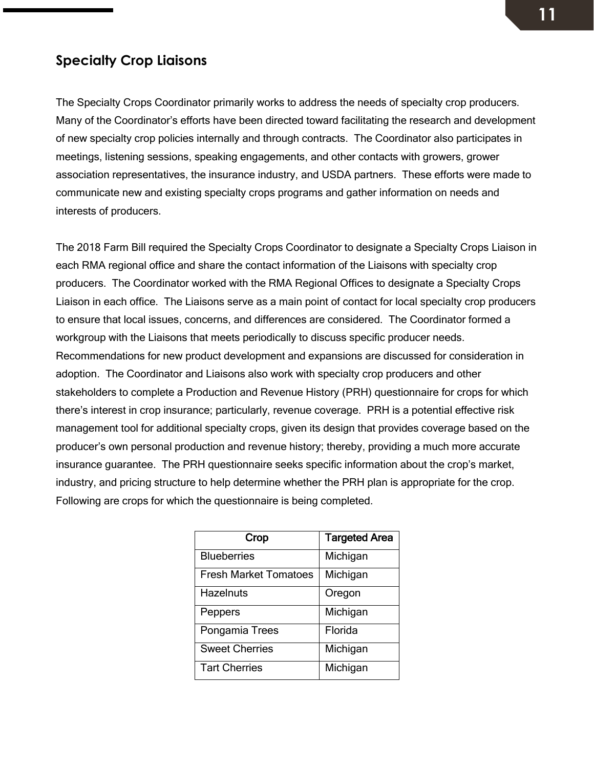## Specialty Crop Liaisons

The Specialty Crops Coordinator primarily works to address the needs of specialty crop producers. Many of the Coordinator's efforts have been directed toward facilitating the research and development of new specialty crop policies internally and through contracts. The Coordinator also participates in meetings, listening sessions, speaking engagements, and other contacts with growers, grower association representatives, the insurance industry, and USDA partners. These efforts were made to communicate new and existing specialty crops programs and gather information on needs and interests of producers.

The 2018 Farm Bill required the Specialty Crops Coordinator to designate a Specialty Crops Liaison in each RMA regional office and share the contact information of the Liaisons with specialty crop producers. The Coordinator worked with the RMA Regional Offices to designate a Specialty Crops Liaison in each office. The Liaisons serve as a main point of contact for local specialty crop producers to ensure that local issues, concerns, and differences are considered. The Coordinator formed a workgroup with the Liaisons that meets periodically to discuss specific producer needs. Recommendations for new product development and expansions are discussed for consideration in adoption. The Coordinator and Liaisons also work with specialty crop producers and other stakeholders to complete a Production and Revenue History (PRH) questionnaire for crops for which there's interest in crop insurance; particularly, revenue coverage. PRH is a potential effective risk management tool for additional specialty crops, given its design that provides coverage based on the producer's own personal production and revenue history; thereby, providing a much more accurate insurance guarantee. The PRH questionnaire seeks specific information about the crop's market, industry, and pricing structure to help determine whether the PRH plan is appropriate for the crop. Following are crops for which the questionnaire is being completed.

| Crop | Targeted Area |
|---|---|
| Blueberries | Michigan |
| Fresh Market Tomatoes | Michigan |
| Hazelnuts | Oregon |
| Peppers | Michigan |
| Pongamia Trees | Florida |
| Sweet Cherries | Michigan |
| Tart Cherries | Michigan |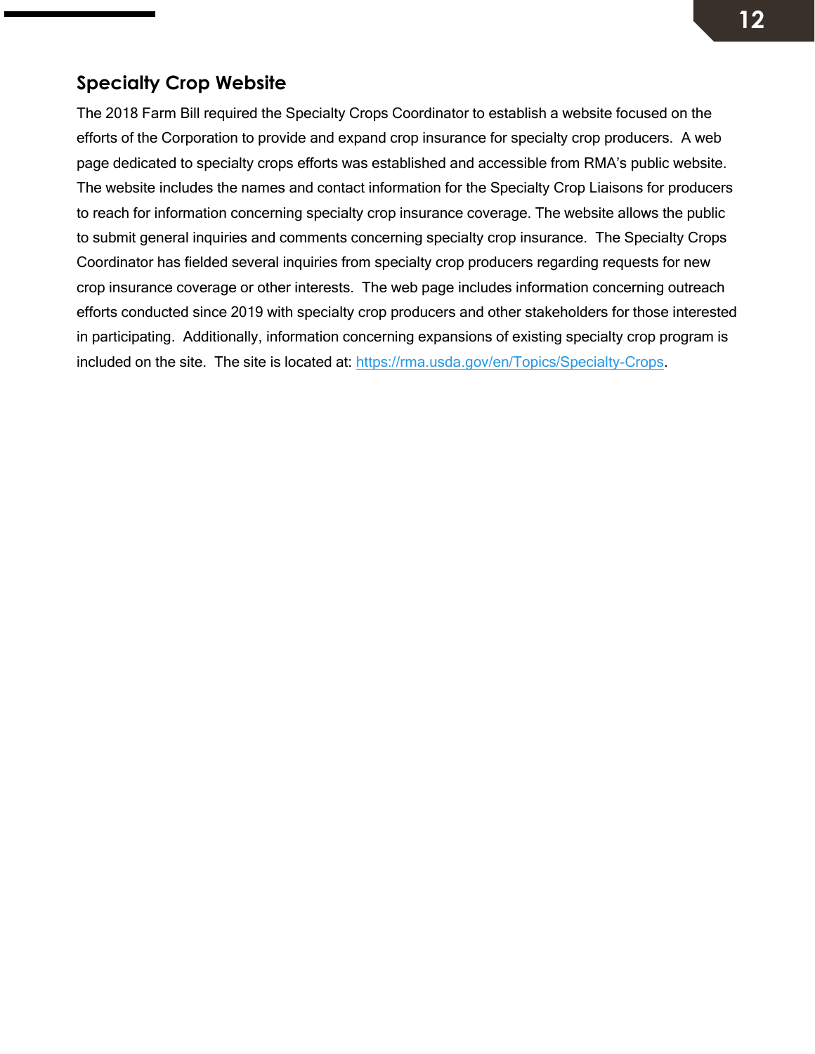## Specialty Crop Website

The 2018 Farm Bill required the Specialty Crops Coordinator to establish a website focused on the efforts of the Corporation to provide and expand crop insurance for specialty crop producers. A web page dedicated to specialty crops efforts was established and accessible from RMA's public website. The website includes the names and contact information for the Specialty Crop Liaisons for producers to reach for information concerning specialty crop insurance coverage. The website allows the public to submit general inquiries and comments concerning specialty crop insurance. The Specialty Crops Coordinator has fielded several inquiries from specialty crop producers regarding requests for new crop insurance coverage or other interests. The web page includes information concerning outreach efforts conducted since 2019 with specialty crop producers and other stakeholders for those interested in participating. Additionally, information concerning expansions of existing specialty crop program is included on the site. The site is located at: [https://rma.usda.gov/en/Topics/Specialty-Crops](https://rma.usda.gov/en/Topics/Specialty-Crops).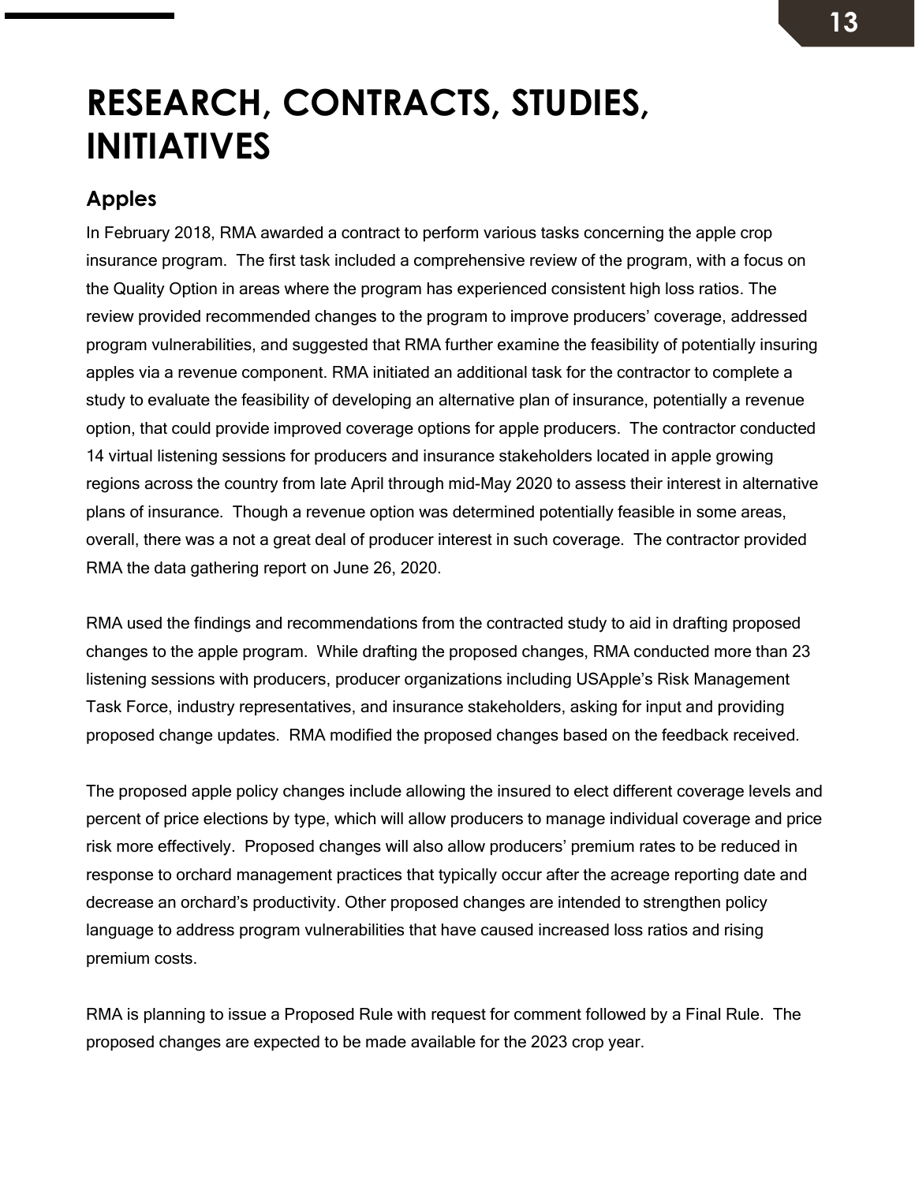# RESEARCH, CONTRACTS, STUDIES, INITIATIVES

## Apples

In February 2018, RMA awarded a contract to perform various tasks concerning the apple crop insurance program. The first task included a comprehensive review of the program, with a focus on the Quality Option in areas where the program has experienced consistent high loss ratios. The review provided recommended changes to the program to improve producers' coverage, addressed program vulnerabilities, and suggested that RMA further examine the feasibility of potentially insuring apples via a revenue component. RMA initiated an additional task for the contractor to complete a study to evaluate the feasibility of developing an alternative plan of insurance, potentially a revenue option, that could provide improved coverage options for apple producers. The contractor conducted 14 virtual listening sessions for producers and insurance stakeholders located in apple growing regions across the country from late April through mid-May 2020 to assess their interest in alternative plans of insurance. Though a revenue option was determined potentially feasible in some areas, overall, there was a not a great deal of producer interest in such coverage. The contractor provided RMA the data gathering report on June 26, 2020.

RMA used the findings and recommendations from the contracted study to aid in drafting proposed changes to the apple program. While drafting the proposed changes, RMA conducted more than 23 listening sessions with producers, producer organizations including USApple's Risk Management Task Force, industry representatives, and insurance stakeholders, asking for input and providing proposed change updates. RMA modified the proposed changes based on the feedback received.

The proposed apple policy changes include allowing the insured to elect different coverage levels and percent of price elections by type, which will allow producers to manage individual coverage and price risk more effectively. Proposed changes will also allow producers' premium rates to be reduced in response to orchard management practices that typically occur after the acreage reporting date and decrease an orchard's productivity. Other proposed changes are intended to strengthen policy language to address program vulnerabilities that have caused increased loss ratios and rising premium costs.

RMA is planning to issue a Proposed Rule with request for comment followed by a Final Rule. The proposed changes are expected to be made available for the 2023 crop year.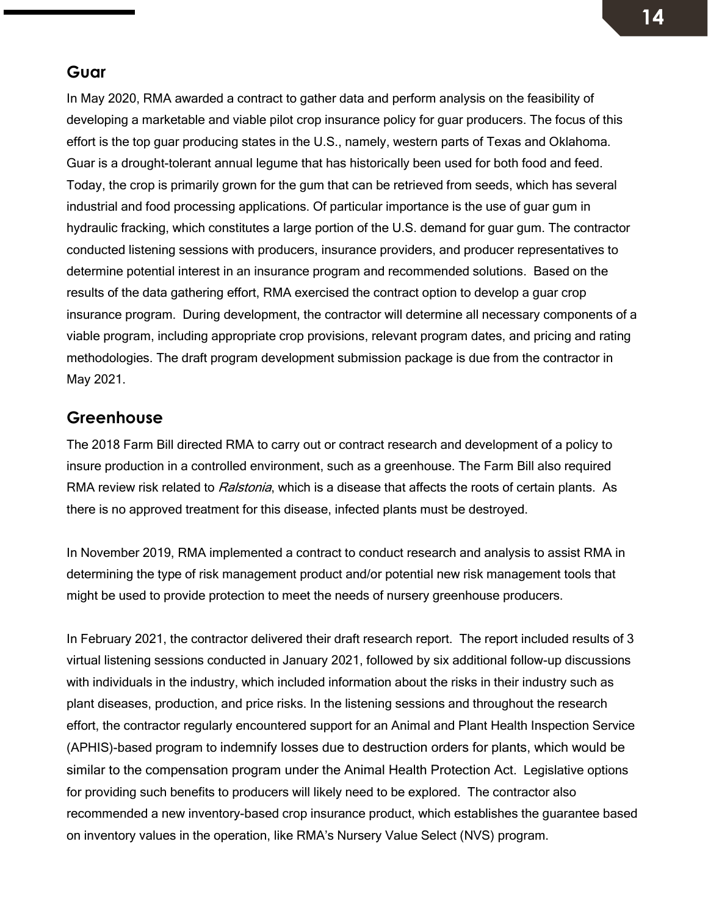## Guar

In May 2020, RMA awarded a contract to gather data and perform analysis on the feasibility of developing a marketable and viable pilot crop insurance policy for guar producers. The focus of this effort is the top guar producing states in the U.S., namely, western parts of Texas and Oklahoma. Guar is a drought-tolerant annual legume that has historically been used for both food and feed. Today, the crop is primarily grown for the gum that can be retrieved from seeds, which has several industrial and food processing applications. Of particular importance is the use of guar gum in hydraulic fracking, which constitutes a large portion of the U.S. demand for guar gum. The contractor conducted listening sessions with producers, insurance providers, and producer representatives to determine potential interest in an insurance program and recommended solutions. Based on the results of the data gathering effort, RMA exercised the contract option to develop a guar crop insurance program. During development, the contractor will determine all necessary components of a viable program, including appropriate crop provisions, relevant program dates, and pricing and rating methodologies. The draft program development submission package is due from the contractor in May 2021.

## Greenhouse

The 2018 Farm Bill directed RMA to carry out or contract research and development of a policy to insure production in a controlled environment, such as a greenhouse. The Farm Bill also required RMA review risk related to *Ralstonia*, which is a disease that affects the roots of certain plants. As there is no approved treatment for this disease, infected plants must be destroyed.

In November 2019, RMA implemented a contract to conduct research and analysis to assist RMA in determining the type of risk management product and/or potential new risk management tools that might be used to provide protection to meet the needs of nursery greenhouse producers.

In February 2021, the contractor delivered their draft research report. The report included results of 3 virtual listening sessions conducted in January 2021, followed by six additional follow-up discussions with individuals in the industry, which included information about the risks in their industry such as plant diseases, production, and price risks. In the listening sessions and throughout the research effort, the contractor regularly encountered support for an Animal and Plant Health Inspection Service (APHIS)-based program to indemnify losses due to destruction orders for plants, which would be similar to the compensation program under the Animal Health Protection Act. Legislative options for providing such benefits to producers will likely need to be explored. The contractor also recommended a new inventory-based crop insurance product, which establishes the guarantee based on inventory values in the operation, like RMA's Nursery Value Select (NVS) program.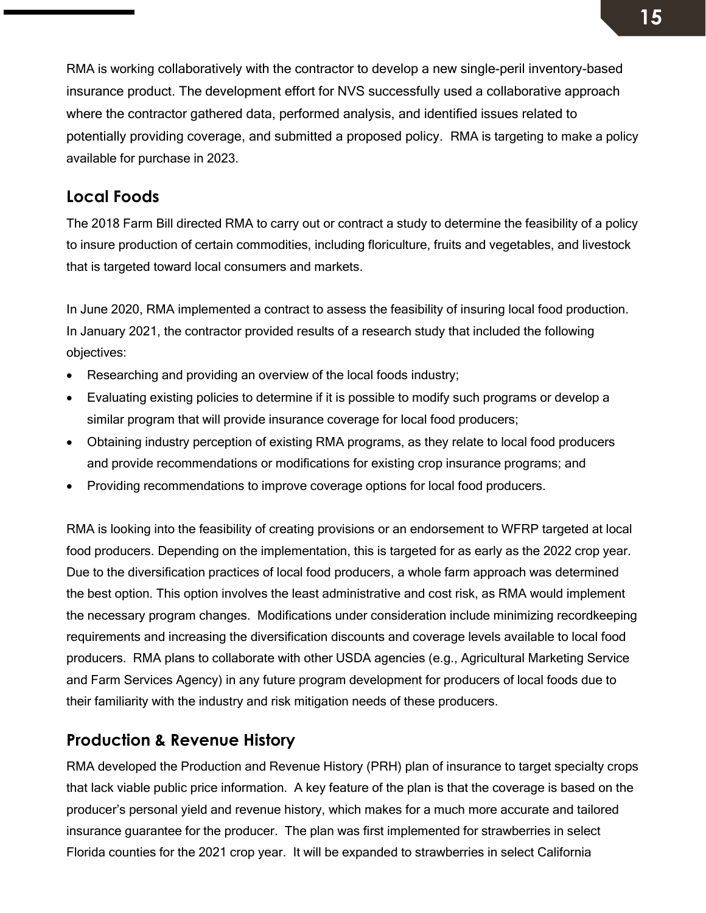RMA is working collaboratively with the contractor to develop a new single-peril inventory-based insurance product. The development effort for NVS successfully used a collaborative approach where the contractor gathered data, performed analysis, and identified issues related to potentially providing coverage, and submitted a proposed policy. RMA is targeting to make a policy available for purchase in 2023.

## Local Foods

The 2018 Farm Bill directed RMA to carry out or contract a study to determine the feasibility of a policy to insure production of certain commodities, including floriculture, fruits and vegetables, and livestock that is targeted toward local consumers and markets.

In June 2020, RMA implemented a contract to assess the feasibility of insuring local food production. In January 2021, the contractor provided results of a research study that included the following objectives:

- Researching and providing an overview of the local foods industry;
- Evaluating existing policies to determine if it is possible to modify such programs or develop a similar program that will provide insurance coverage for local food producers;
- Obtaining industry perception of existing RMA programs, as they relate to local food producers and provide recommendations or modifications for existing crop insurance programs; and
- Providing recommendations to improve coverage options for local food producers.

RMA is looking into the feasibility of creating provisions or an endorsement to WFRP targeted at local food producers. Depending on the implementation, this is targeted for as early as the 2022 crop year. Due to the diversification practices of local food producers, a whole farm approach was determined the best option. This option involves the least administrative and cost risk, as RMA would implement the necessary program changes. Modifications under consideration include minimizing recordkeeping requirements and increasing the diversification discounts and coverage levels available to local food producers. RMA plans to collaborate with other USDA agencies (e.g., Agricultural Marketing Service and Farm Services Agency) in any future program development for producers of local foods due to their familiarity with the industry and risk mitigation needs of these producers.

## Production & Revenue History

RMA developed the Production and Revenue History (PRH) plan of insurance to target specialty crops that lack viable public price information. A key feature of the plan is that the coverage is based on the producer's personal yield and revenue history, which makes for a much more accurate and tailored insurance guarantee for the producer. The plan was first implemented for strawberries in select Florida counties for the 2021 crop year. It will be expanded to strawberries in select California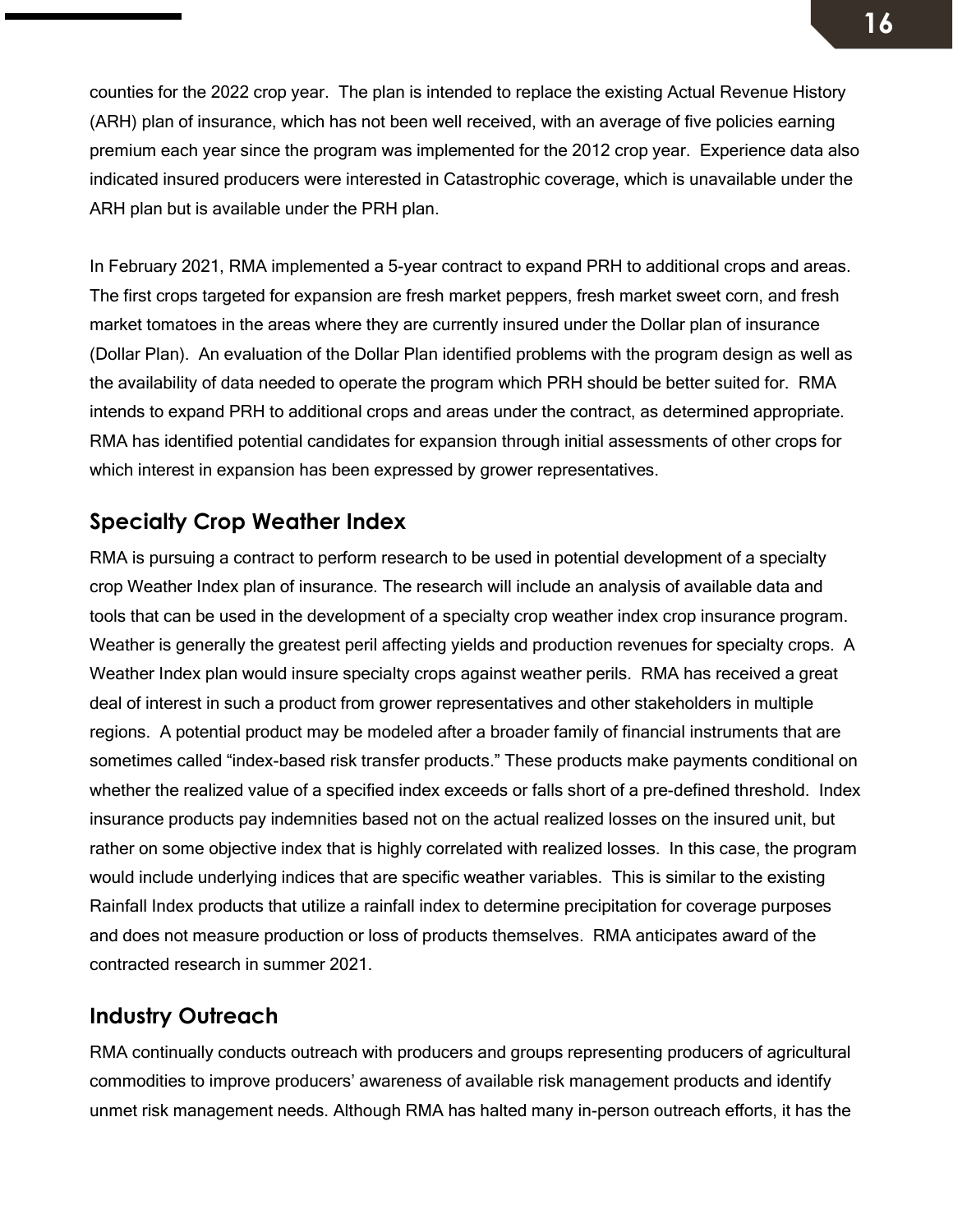counties for the 2022 crop year. The plan is intended to replace the existing Actual Revenue History (ARH) plan of insurance, which has not been well received, with an average of five policies earning premium each year since the program was implemented for the 2012 crop year. Experience data also indicated insured producers were interested in Catastrophic coverage, which is unavailable under the ARH plan but is available under the PRH plan.

In February 2021, RMA implemented a 5-year contract to expand PRH to additional crops and areas. The first crops targeted for expansion are fresh market peppers, fresh market sweet corn, and fresh market tomatoes in the areas where they are currently insured under the Dollar plan of insurance (Dollar Plan). An evaluation of the Dollar Plan identified problems with the program design as well as the availability of data needed to operate the program which PRH should be better suited for. RMA intends to expand PRH to additional crops and areas under the contract, as determined appropriate. RMA has identified potential candidates for expansion through initial assessments of other crops for which interest in expansion has been expressed by grower representatives.

## Specialty Crop Weather Index

RMA is pursuing a contract to perform research to be used in potential development of a specialty crop Weather Index plan of insurance. The research will include an analysis of available data and tools that can be used in the development of a specialty crop weather index crop insurance program. Weather is generally the greatest peril affecting yields and production revenues for specialty crops. A Weather Index plan would insure specialty crops against weather perils. RMA has received a great deal of interest in such a product from grower representatives and other stakeholders in multiple regions. A potential product may be modeled after a broader family of financial instruments that are sometimes called “index-based risk transfer products.” These products make payments conditional on whether the realized value of a specified index exceeds or falls short of a pre-defined threshold. Index insurance products pay indemnities based not on the actual realized losses on the insured unit, but rather on some objective index that is highly correlated with realized losses. In this case, the program would include underlying indices that are specific weather variables. This is similar to the existing Rainfall Index products that utilize a rainfall index to determine precipitation for coverage purposes and does not measure production or loss of products themselves. RMA anticipates award of the contracted research in summer 2021.

## Industry Outreach

RMA continually conducts outreach with producers and groups representing producers of agricultural commodities to improve producers’ awareness of available risk management products and identify unmet risk management needs. Although RMA has halted many in-person outreach efforts, it has the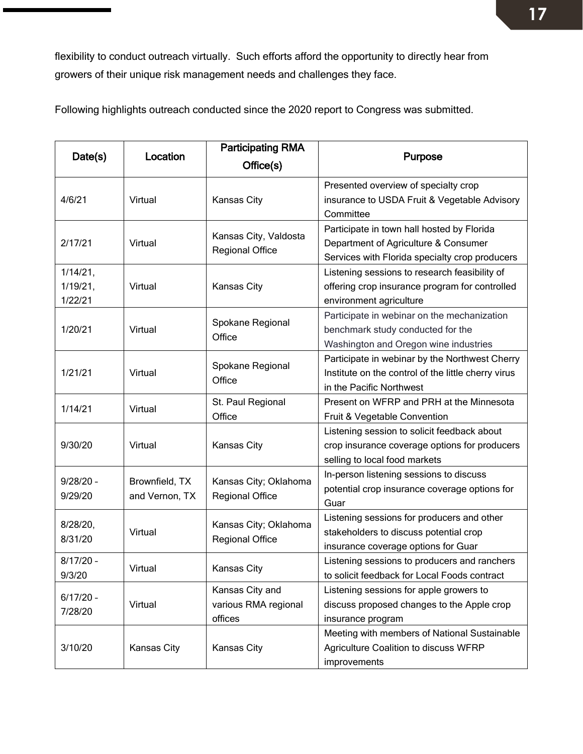flexibility to conduct outreach virtually. Such efforts afford the opportunity to directly hear from growers of their unique risk management needs and challenges they face.

Following highlights outreach conducted since the 2020 report to Congress was submitted.

| Date(s) | Location | Participating RMA Office(s) | Purpose |
|---|---|---|---|
| 4/6/21 | Virtual | Kansas City | Presented overview of specialty crop insurance to USDA Fruit & Vegetable Advisory Committee |
| 2/17/21 | Virtual | Kansas City, Valdosta Regional Office | Participate in town hall hosted by Florida Department of Agriculture & Consumer Services with Florida specialty crop producers |
| 1/14/21, 1/19/21, 1/22/21 | Virtual | Kansas City | Listening sessions to research feasibility of offering crop insurance program for controlled environment agriculture |
| 1/20/21 | Virtual | Spokane Regional Office | Participate in webinar on the mechanization benchmark study conducted for the Washington and Oregon wine industries |
| 1/21/21 | Virtual | Spokane Regional Office | Participate in webinar by the Northwest Cherry Institute on the control of the little cherry virus in the Pacific Northwest |
| 1/14/21 | Virtual | St. Paul Regional Office | Present on WFRP and PRH at the Minnesota Fruit & Vegetable Convention |
| 9/30/20 | Virtual | Kansas City | Listening session to solicit feedback about crop insurance coverage options for producers selling to local food markets |
| 9/28/20 – 9/29/20 | Brownfield, TX and Vernon, TX | Kansas City; Oklahoma Regional Office | In-person listening sessions to discuss potential crop insurance coverage options for Guar |
| 8/28/20, 8/31/20 | Virtual | Kansas City; Oklahoma Regional Office | Listening sessions for producers and other stakeholders to discuss potential crop insurance coverage options for Guar |
| 8/17/20 – 9/3/20 | Virtual | Kansas City | Listening sessions to producers and ranchers to solicit feedback for Local Foods contract |
| 6/17/20 – 7/28/20 | Virtual | Kansas City and various RMA regional offices | Listening sessions for apple growers to discuss proposed changes to the Apple crop insurance program |
| 3/10/20 | Kansas City | Kansas City | Meeting with members of National Sustainable Agriculture Coalition to discuss WFRP improvements |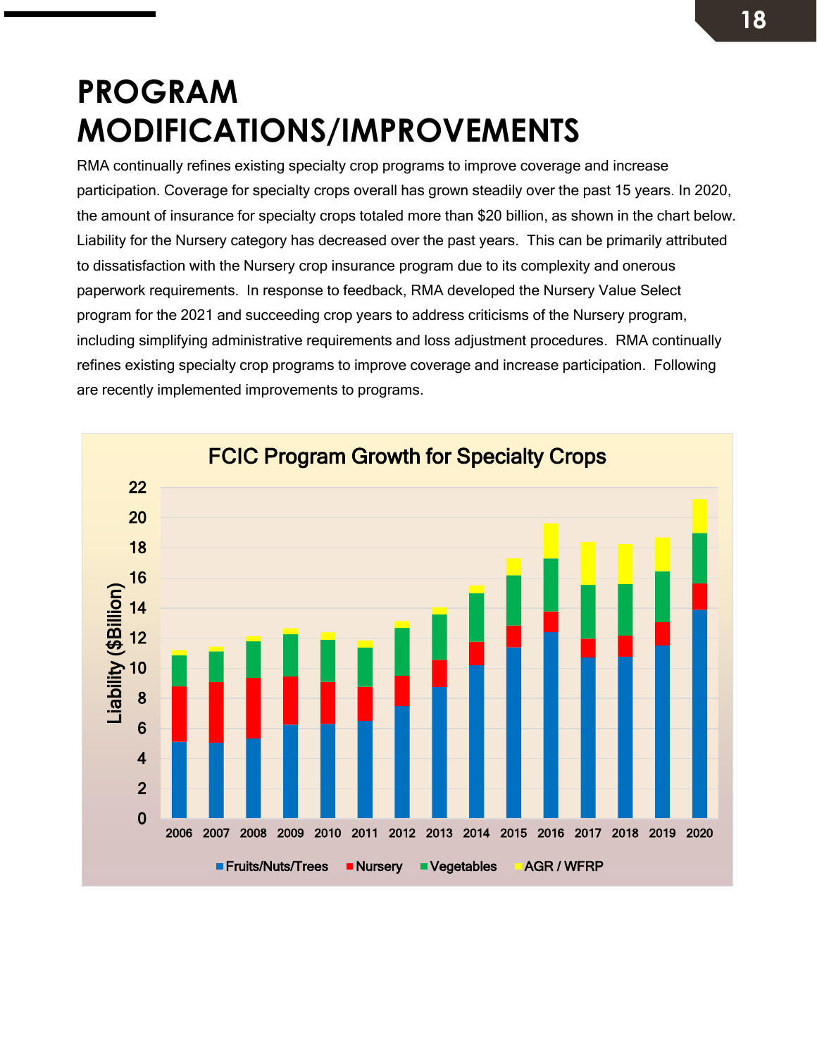# PROGRAM MODIFICATIONS/IMPROVEMENTS

RMA continually refines existing specialty crop programs to improve coverage and increase participation. Coverage for specialty crops overall has grown steadily over the past 15 years. In 2020, the amount of insurance for specialty crops totaled more than $20 billion, as shown in the chart below. Liability for the Nursery category has decreased over the past years. This can be primarily attributed to dissatisfaction with the Nursery crop insurance program due to its complexity and onerous paperwork requirements. In response to feedback, RMA developed the Nursery Value Select program for the 2021 and succeeding crop years to address criticisms of the Nursery program, including simplifying administrative requirements and loss adjustment procedures. RMA continually refines existing specialty crop programs to improve coverage and increase participation. Following are recently implemented improvements to programs.

FCIC Program Growth for Specialty Crops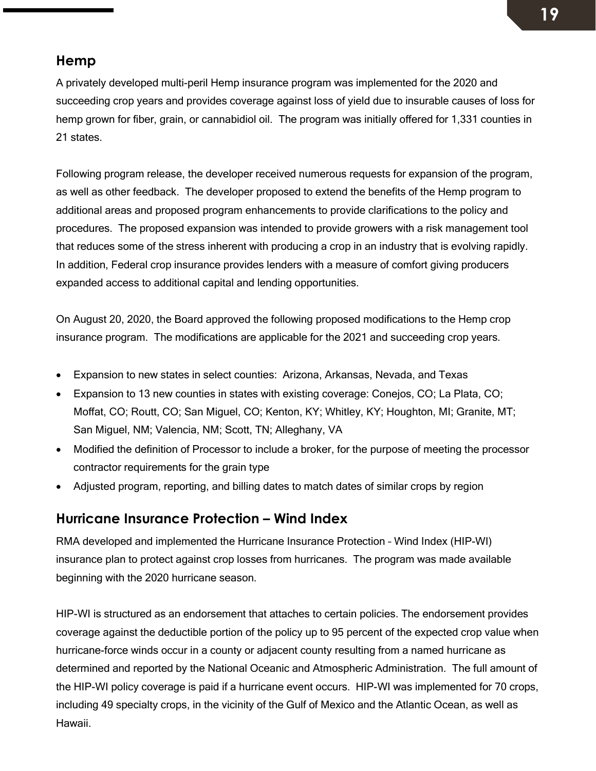## Hemp

A privately developed multi-peril Hemp insurance program was implemented for the 2020 and succeeding crop years and provides coverage against loss of yield due to insurable causes of loss for hemp grown for fiber, grain, or cannabidiol oil. The program was initially offered for 1,331 counties in 21 states.

Following program release, the developer received numerous requests for expansion of the program, as well as other feedback. The developer proposed to extend the benefits of the Hemp program to additional areas and proposed program enhancements to provide clarifications to the policy and procedures. The proposed expansion was intended to provide growers with a risk management tool that reduces some of the stress inherent with producing a crop in an industry that is evolving rapidly. In addition, Federal crop insurance provides lenders with a measure of comfort giving producers expanded access to additional capital and lending opportunities.

On August 20, 2020, the Board approved the following proposed modifications to the Hemp crop insurance program. The modifications are applicable for the 2021 and succeeding crop years.

- Expansion to new states in select counties: Arizona, Arkansas, Nevada, and Texas
- Expansion to 13 new counties in states with existing coverage: Conejos, CO; La Plata, CO; Moffat, CO; Routt, CO; San Miguel, CO; Kenton, KY; Whitley, KY; Houghton, MI; Granite, MT; San Miguel, NM; Valencia, NM; Scott, TN; Alleghany, VA
- Modified the definition of Processor to include a broker, for the purpose of meeting the processor contractor requirements for the grain type
- Adjusted program, reporting, and billing dates to match dates of similar crops by region

## Hurricane Insurance Protection – Wind Index

RMA developed and implemented the Hurricane Insurance Protection – Wind Index (HIP-WI) insurance plan to protect against crop losses from hurricanes. The program was made available beginning with the 2020 hurricane season.

HIP-WI is structured as an endorsement that attaches to certain policies. The endorsement provides coverage against the deductible portion of the policy up to 95 percent of the expected crop value when hurricane-force winds occur in a county or adjacent county resulting from a named hurricane as determined and reported by the National Oceanic and Atmospheric Administration. The full amount of the HIP-WI policy coverage is paid if a hurricane event occurs. HIP-WI was implemented for 70 crops, including 49 specialty crops, in the vicinity of the Gulf of Mexico and the Atlantic Ocean, as well as Hawaii.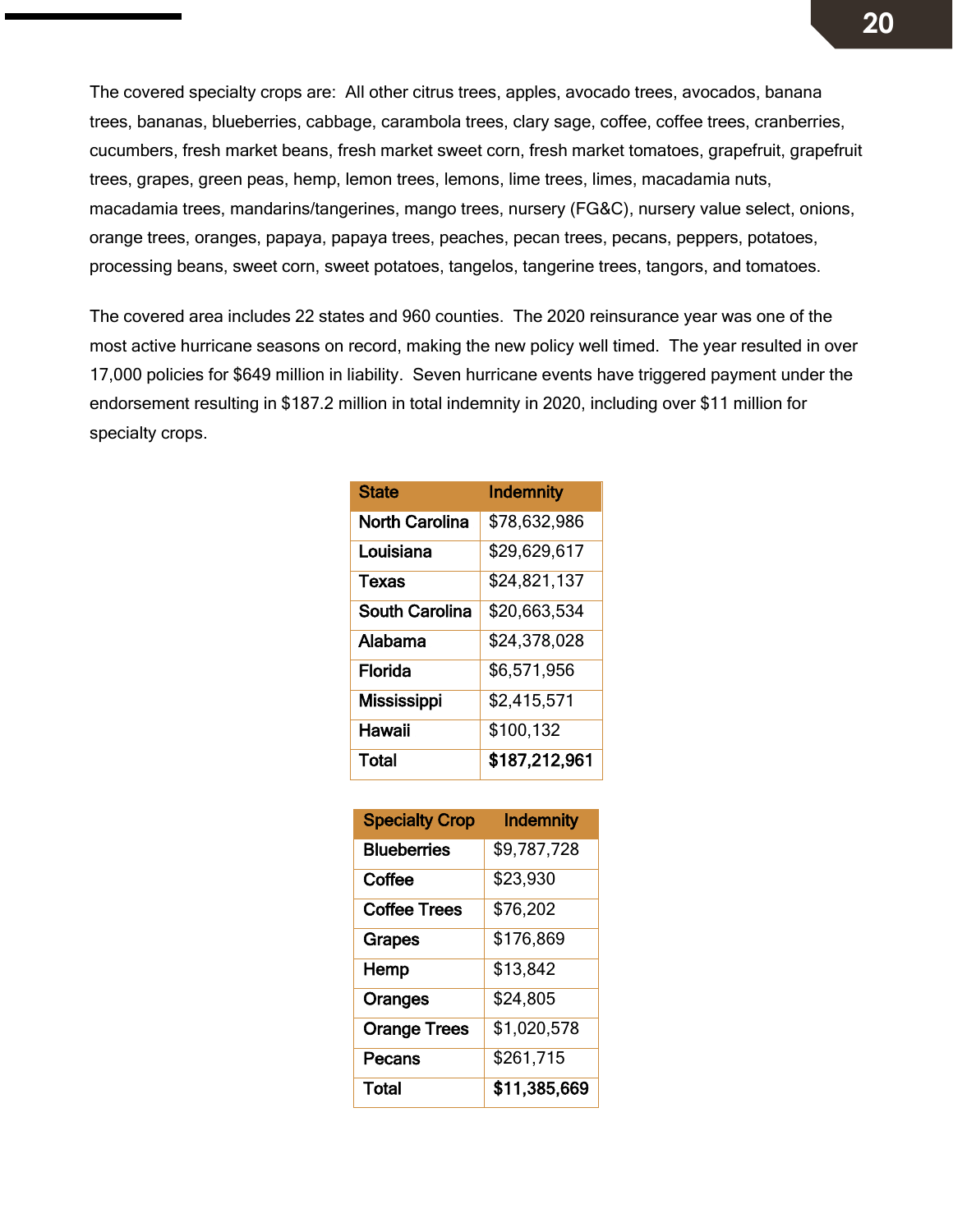The covered specialty crops are: All other citrus trees, apples, avocado trees, avocados, banana trees, bananas, blueberries, cabbage, carambola trees, clary sage, coffee, coffee trees, cranberries, cucumbers, fresh market beans, fresh market sweet corn, fresh market tomatoes, grapefruit, grapefruit trees, grapes, green peas, hemp, lemon trees, lemons, lime trees, limes, macadamia nuts, macadamia trees, mandarins/tangerines, mango trees, nursery (FG&C), nursery value select, onions, orange trees, oranges, papaya, papaya trees, peaches, pecan trees, pecans, peppers, potatoes, processing beans, sweet corn, sweet potatoes, tangelos, tangerine trees, tangors, and tomatoes.

The covered area includes 22 states and 960 counties. The 2020 reinsurance year was one of the most active hurricane seasons on record, making the new policy well timed. The year resulted in over 17,000 policies for $649 million in liability. Seven hurricane events have triggered payment under the endorsement resulting in $187.2 million in total indemnity in 2020, including over $11 million for specialty crops.

| State | Indemnity |
|---|---|
| North Carolina | $78,632,986 |
| Louisiana | $29,629,617 |
| Texas | $24,821,137 |
| South Carolina | $20,663,534 |
| Alabama | $24,378,028 |
| Florida | $6,571,956 |
| Mississippi | $2,415,571 |
| Hawaii | $100,132 |
| Total | **$187,212,961** |

| Specialty Crop | Indemnity |
|---|---|
| Blueberries | $9,787,728 |
| Coffee | $23,930 |
| Coffee Trees | $76,202 |
| Grapes | $176,869 |
| Hemp | $13,842 |
| Oranges | $24,805 |
| Orange Trees | $1,020,578 |
| Pecans | $261,715 |
| Total | **$11,385,669** |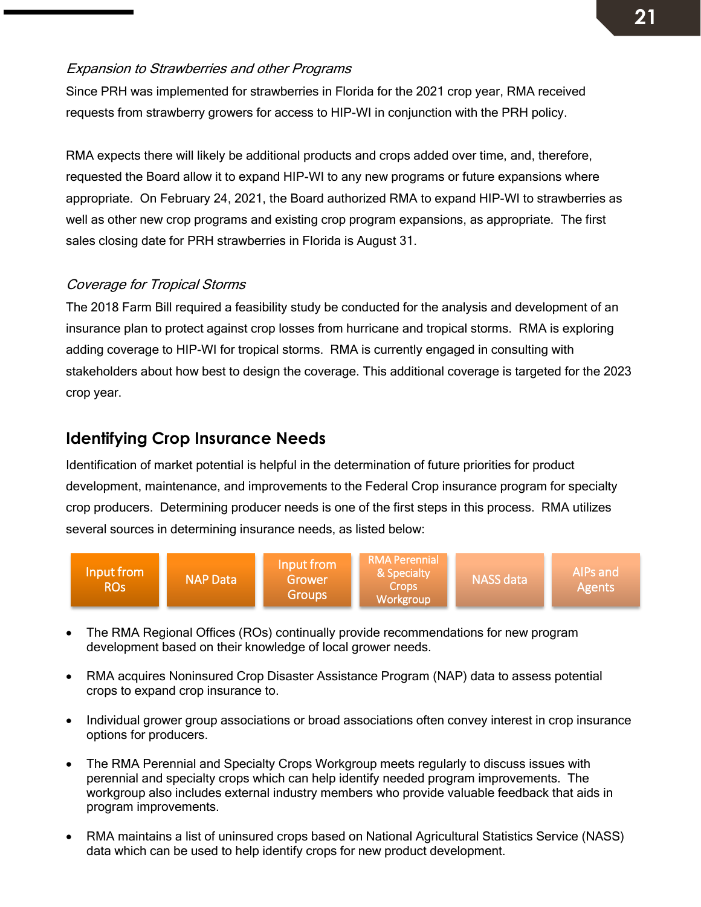*Expansion to Strawberries and other Programs*

Since PRH was implemented for strawberries in Florida for the 2021 crop year, RMA received requests from strawberry growers for access to HIP-WI in conjunction with the PRH policy.

RMA expects there will likely be additional products and crops added over time, and, therefore, requested the Board allow it to expand HIP-WI to any new programs or future expansions where appropriate. On February 24, 2021, the Board authorized RMA to expand HIP-WI to strawberries as well as other new crop programs and existing crop program expansions, as appropriate. The first sales closing date for PRH strawberries in Florida is August 31.

*Coverage for Tropical Storms*

The 2018 Farm Bill required a feasibility study be conducted for the analysis and development of an insurance plan to protect against crop losses from hurricane and tropical storms. RMA is exploring adding coverage to HIP-WI for tropical storms. RMA is currently engaged in consulting with stakeholders about how best to design the coverage. This additional coverage is targeted for the 2023 crop year.

## Identifying Crop Insurance Needs

Identification of market potential is helpful in the determination of future priorities for product development, maintenance, and improvements to the Federal Crop insurance program for specialty crop producers. Determining producer needs is one of the first steps in this process. RMA utilizes several sources in determining insurance needs, as listed below:

| Input from ROs | NAP Data | Input from Grower Groups | RMA Perennial & Specialty Crops Workgroup | NASS data | AIPs and Agents |
|---|---|---|---|---|---|

- The RMA Regional Offices (ROs) continually provide recommendations for new program development based on their knowledge of local grower needs.
- RMA acquires Noninsured Crop Disaster Assistance Program (NAP) data to assess potential crops to expand crop insurance to.
- Individual grower group associations or broad associations often convey interest in crop insurance options for producers.
- The RMA Perennial and Specialty Crops Workgroup meets regularly to discuss issues with perennial and specialty crops which can help identify needed program improvements. The workgroup also includes external industry members who provide valuable feedback that aids in program improvements.
- RMA maintains a list of uninsured crops based on National Agricultural Statistics Service (NASS) data which can be used to help identify crops for new product development.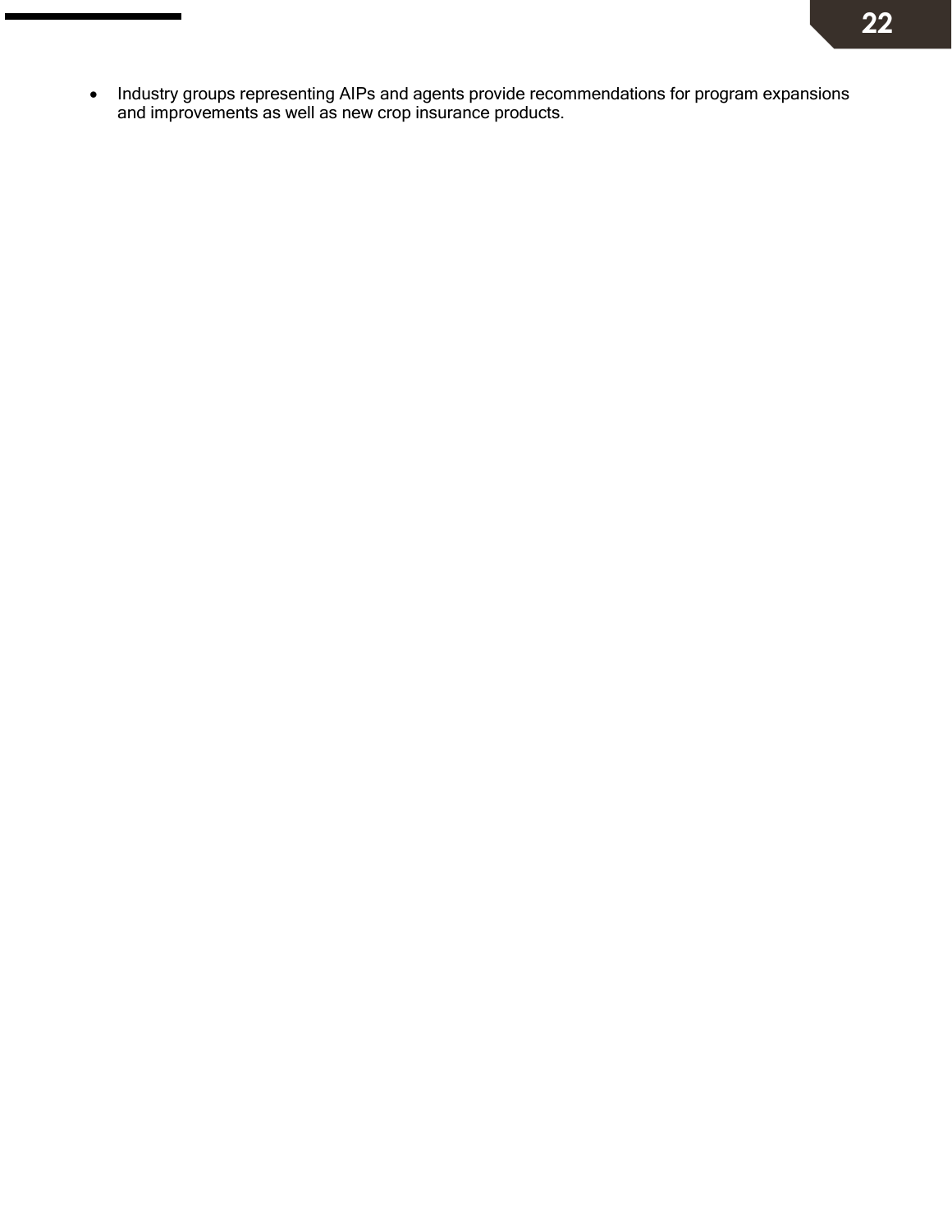- Industry groups representing AIPs and agents provide recommendations for program expansions and improvements as well as new crop insurance products.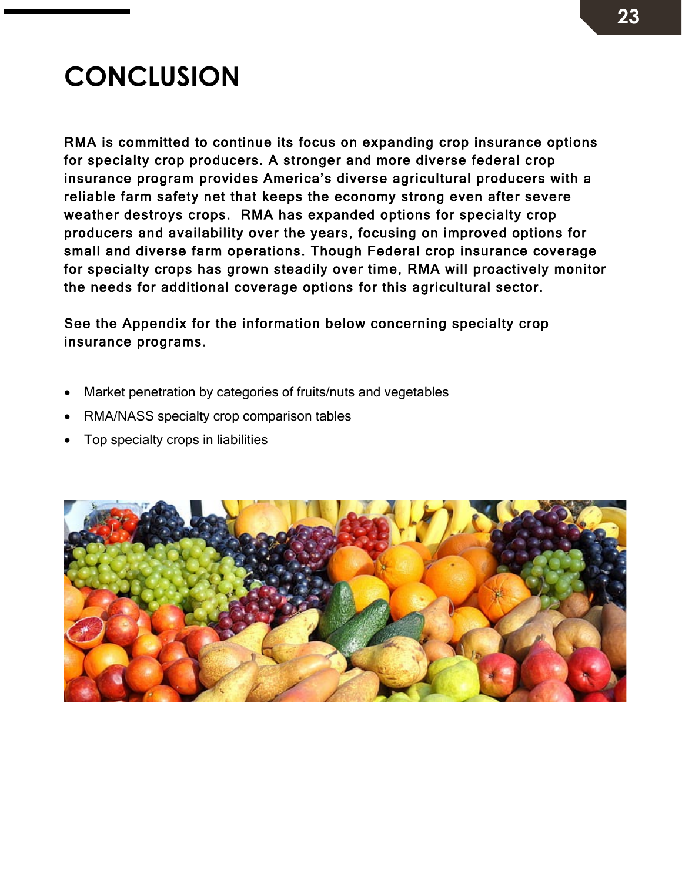# CONCLUSION

**RMA is committed to continue its focus on expanding crop insurance options for specialty crop producers. A stronger and more diverse federal crop insurance program provides America's diverse agricultural producers with a reliable farm safety net that keeps the economy strong even after severe weather destroys crops. RMA has expanded options for specialty crop producers and availability over the years, focusing on improved options for small and diverse farm operations. Though Federal crop insurance coverage for specialty crops has grown steadily over time, RMA will proactively monitor the needs for additional coverage options for this agricultural sector.**

**See the Appendix for the information below concerning specialty crop insurance programs.**

- Market penetration by categories of fruits/nuts and vegetables
- RMA/NASS specialty crop comparison tables
- Top specialty crops in liabilities